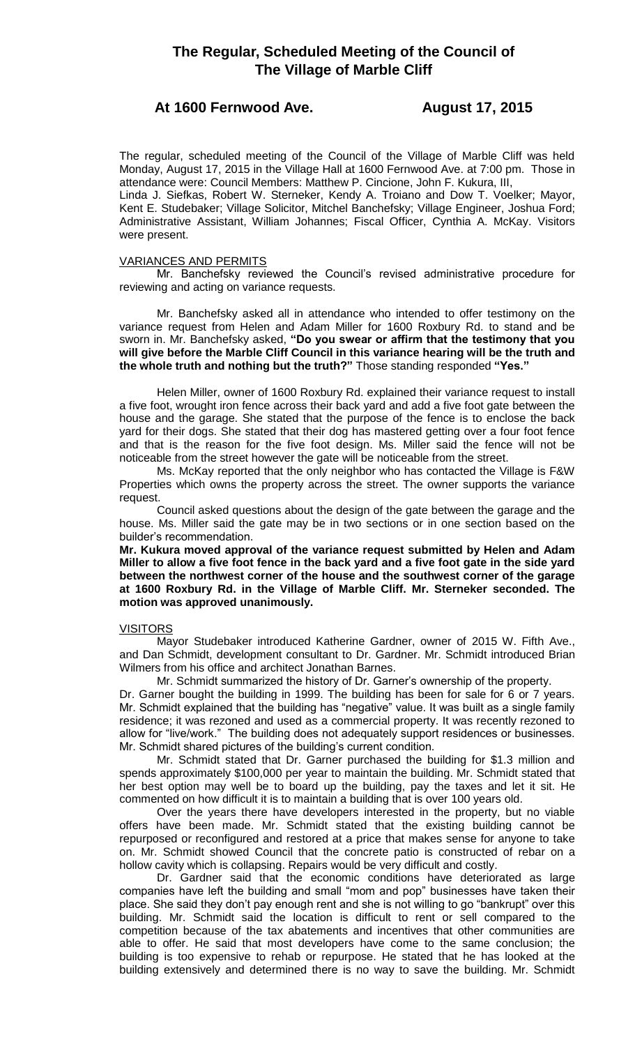# The Regular, Scheduled Meeting of the Council of The Village of Marble Cliff

## At 1600 Fernwood Ave. August 17, 2015

The regular, scheduled meeting of the Council of the Village of Marble Cliff was held Monday, August 17, 2015 in the Village Hall at 1600 Fernwood Ave. at 7:00 pm. Those in attendance were: Council Members: Matthew P. Cincione, John F. Kukura, III, Linda J. Siefkas, Robert W. Sterneker, Kendy A. Troiano and Dow T. Voelker; Mayor, Kent E. Studebaker; Village Solicitor, Mitchel Banchefsky; Village Engineer, Joshua Ford; Administrative Assistant, William Johannes; Fiscal Officer, Cynthia A. McKay. Visitors were present.

VARIANCES AND PERMITS

Mr. Banchefsky reviewed the Council's revised administrative procedure for reviewing and acting on variance requests.

Mr. Banchefsky asked all in attendance who intended to offer testimony on the variance request from Helen and Adam Miller for 1600 Roxbury Rd. to stand and be sworn in. Mr. Banchefsky asked, **"Do you swear or affirm that the testimony that you will give before the Marble Cliff Council in this variance hearing will be the truth and the whole truth and nothing but the truth?"** Those standing responded **"Yes."**

Helen Miller, owner of 1600 Roxbury Rd. explained their variance request to install a five foot, wrought iron fence across their back yard and add a five foot gate between the house and the garage. She stated that the purpose of the fence is to enclose the back yard for their dogs. She stated that their dog has mastered getting over a four foot fence and that is the reason for the five foot design. Ms. Miller said the fence will not be noticeable from the street however the gate will be noticeable from the street.

Ms. McKay reported that the only neighbor who has contacted the Village is F&W Properties which owns the property across the street. The owner supports the variance request.

Council asked questions about the design of the gate between the garage and the house. Ms. Miller said the gate may be in two sections or in one section based on the builder's recommendation.

**Mr. Kukura moved approval of the variance request submitted by Helen and Adam Miller to allow a five foot fence in the back yard and a five foot gate in the side yard between the northwest corner of the house and the southwest corner of the garage at 1600 Roxbury Rd. in the Village of Marble Cliff. Mr. Sterneker seconded. The motion was approved unanimously.**

VISITORS

Mayor Studebaker introduced Katherine Gardner, owner of 2015 W. Fifth Ave., and Dan Schmidt, development consultant to Dr. Gardner. Mr. Schmidt introduced Brian Wilmers from his office and architect Jonathan Barnes.

Mr. Schmidt summarized the history of Dr. Garner's ownership of the property. Dr. Garner bought the building in 1999. The building has been for sale for 6 or 7 years. Mr. Schmidt explained that the building has "negative" value. It was built as a single family residence; it was rezoned and used as a commercial property. It was recently rezoned to allow for "live/work." The building does not adequately support residences or businesses. Mr. Schmidt shared pictures of the building's current condition.

Mr. Schmidt stated that Dr. Garner purchased the building for $1.3 million and spends approximately $100,000 per year to maintain the building. Mr. Schmidt stated that her best option may well be to board up the building, pay the taxes and let it sit. He commented on how difficult it is to maintain a building that is over 100 years old.

Over the years there have developers interested in the property, but no viable offers have been made. Mr. Schmidt stated that the existing building cannot be repurposed or reconfigured and restored at a price that makes sense for anyone to take on. Mr. Schmidt showed Council that the concrete patio is constructed of rebar on a hollow cavity which is collapsing. Repairs would be very difficult and costly.

Dr. Gardner said that the economic conditions have deteriorated as large companies have left the building and small "mom and pop" businesses have taken their place. She said they don't pay enough rent and she is not willing to go "bankrupt" over this building. Mr. Schmidt said the location is difficult to rent or sell compared to the competition because of the tax abatements and incentives that other communities are able to offer. He said that most developers have come to the same conclusion; the building is too expensive to rehab or repurpose. He stated that he has looked at the building extensively and determined there is no way to save the building. Mr. Schmidt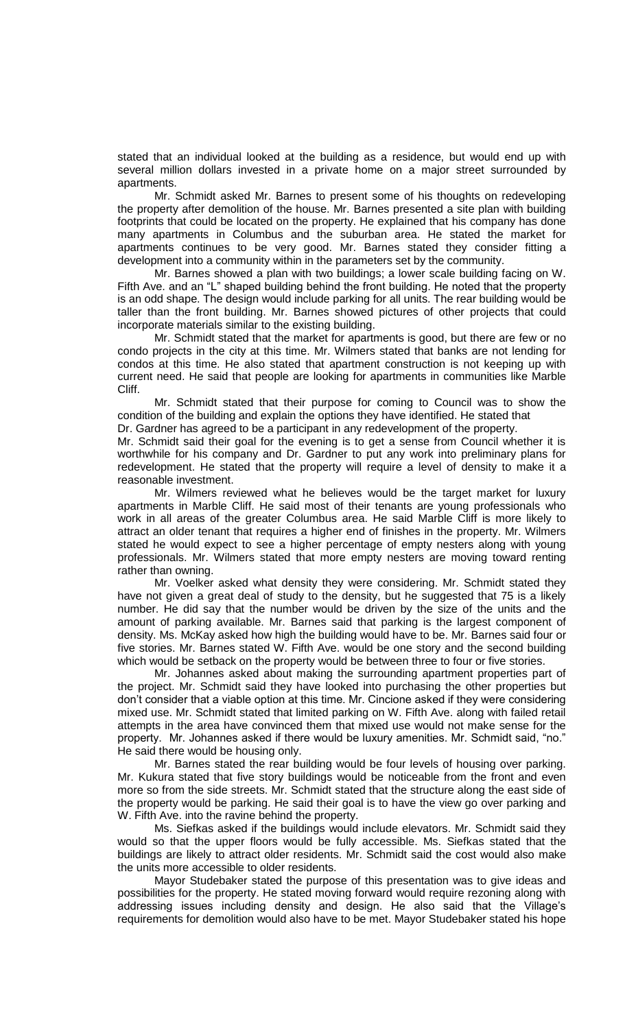stated that an individual looked at the building as a residence, but would end up with several million dollars invested in a private home on a major street surrounded by apartments.

Mr. Schmidt asked Mr. Barnes to present some of his thoughts on redeveloping the property after demolition of the house. Mr. Barnes presented a site plan with building footprints that could be located on the property. He explained that his company has done many apartments in Columbus and the suburban area. He stated the market for apartments continues to be very good. Mr. Barnes stated they consider fitting a development into a community within in the parameters set by the community.

Mr. Barnes showed a plan with two buildings; a lower scale building facing on W. Fifth Ave. and an "L" shaped building behind the front building. He noted that the property is an odd shape. The design would include parking for all units. The rear building would be taller than the front building. Mr. Barnes showed pictures of other projects that could incorporate materials similar to the existing building.

Mr. Schmidt stated that the market for apartments is good, but there are few or no condo projects in the city at this time. Mr. Wilmers stated that banks are not lending for condos at this time. He also stated that apartment construction is not keeping up with current need. He said that people are looking for apartments in communities like Marble Cliff.

Mr. Schmidt stated that their purpose for coming to Council was to show the condition of the building and explain the options they have identified. He stated that Dr. Gardner has agreed to be a participant in any redevelopment of the property.

Mr. Schmidt said their goal for the evening is to get a sense from Council whether it is worthwhile for his company and Dr. Gardner to put any work into preliminary plans for redevelopment. He stated that the property will require a level of density to make it a reasonable investment.

Mr. Wilmers reviewed what he believes would be the target market for luxury apartments in Marble Cliff. He said most of their tenants are young professionals who work in all areas of the greater Columbus area. He said Marble Cliff is more likely to attract an older tenant that requires a higher end of finishes in the property. Mr. Wilmers stated he would expect to see a higher percentage of empty nesters along with young professionals. Mr. Wilmers stated that more empty nesters are moving toward renting rather than owning.

Mr. Voelker asked what density they were considering. Mr. Schmidt stated they have not given a great deal of study to the density, but he suggested that 75 is a likely number. He did say that the number would be driven by the size of the units and the amount of parking available. Mr. Barnes said that parking is the largest component of density. Ms. McKay asked how high the building would have to be. Mr. Barnes said four or five stories. Mr. Barnes stated W. Fifth Ave. would be one story and the second building which would be setback on the property would be between three to four or five stories.

Mr. Johannes asked about making the surrounding apartment properties part of the project. Mr. Schmidt said they have looked into purchasing the other properties but don't consider that a viable option at this time. Mr. Cincione asked if they were considering mixed use. Mr. Schmidt stated that limited parking on W. Fifth Ave. along with failed retail attempts in the area have convinced them that mixed use would not make sense for the property. Mr. Johannes asked if there would be luxury amenities. Mr. Schmidt said, "no." He said there would be housing only.

Mr. Barnes stated the rear building would be four levels of housing over parking. Mr. Kukura stated that five story buildings would be noticeable from the front and even more so from the side streets. Mr. Schmidt stated that the structure along the east side of the property would be parking. He said their goal is to have the view go over parking and W. Fifth Ave. into the ravine behind the property.

Ms. Siefkas asked if the buildings would include elevators. Mr. Schmidt said they would so that the upper floors would be fully accessible. Ms. Siefkas stated that the buildings are likely to attract older residents. Mr. Schmidt said the cost would also make the units more accessible to older residents.

Mayor Studebaker stated the purpose of this presentation was to give ideas and possibilities for the property. He stated moving forward would require rezoning along with addressing issues including density and design. He also said that the Village's requirements for demolition would also have to be met. Mayor Studebaker stated his hope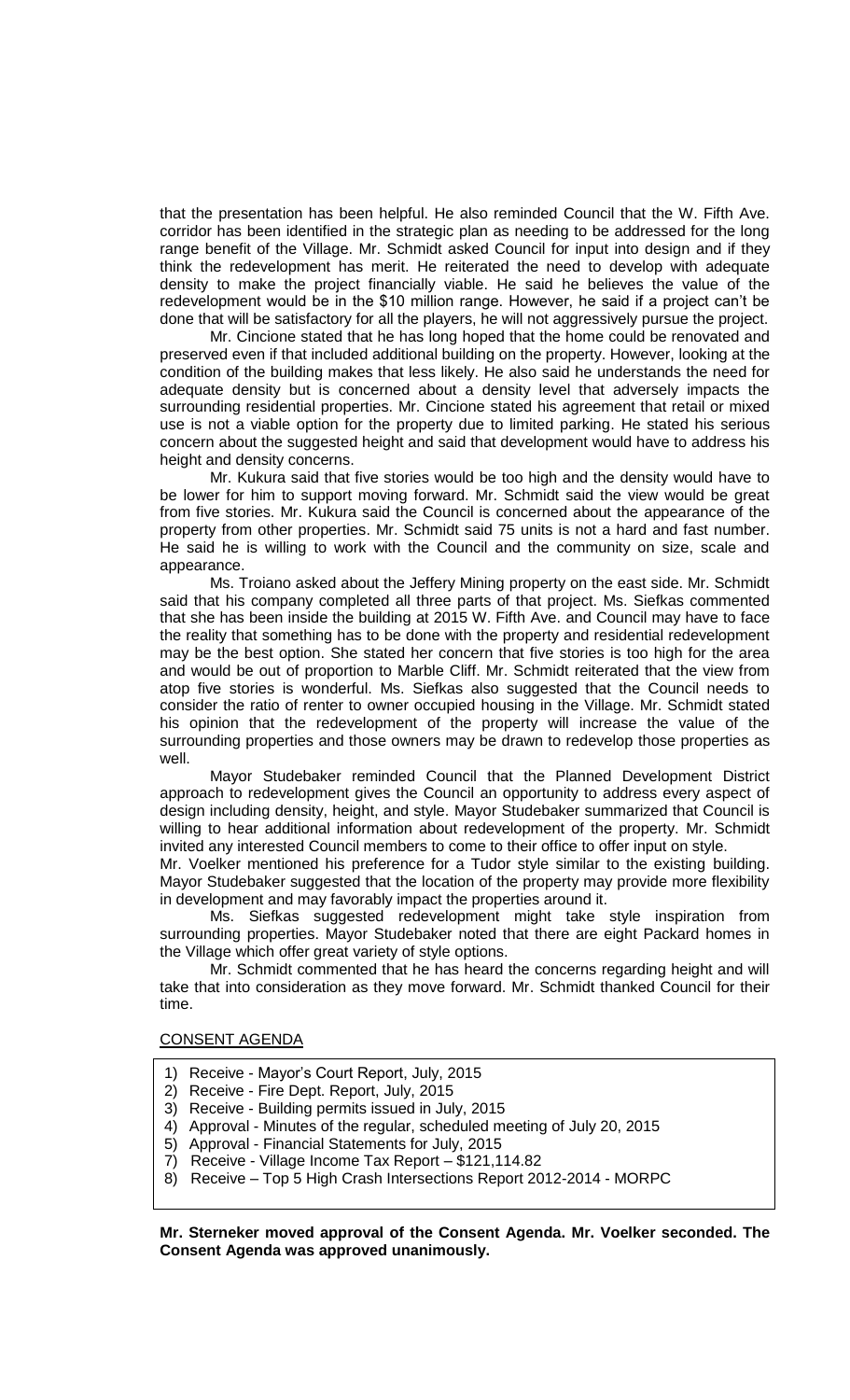that the presentation has been helpful. He also reminded Council that the W. Fifth Ave. corridor has been identified in the strategic plan as needing to be addressed for the long range benefit of the Village. Mr. Schmidt asked Council for input into design and if they think the redevelopment has merit. He reiterated the need to develop with adequate density to make the project financially viable. He said he believes the value of the redevelopment would be in the $10 million range. However, he said if a project can't be done that will be satisfactory for all the players, he will not aggressively pursue the project.

Mr. Cincione stated that he has long hoped that the home could be renovated and preserved even if that included additional building on the property. However, looking at the condition of the building makes that less likely. He also said he understands the need for adequate density but is concerned about a density level that adversely impacts the surrounding residential properties. Mr. Cincione stated his agreement that retail or mixed use is not a viable option for the property due to limited parking. He stated his serious concern about the suggested height and said that development would have to address his height and density concerns.

Mr. Kukura said that five stories would be too high and the density would have to be lower for him to support moving forward. Mr. Schmidt said the view would be great from five stories. Mr. Kukura said the Council is concerned about the appearance of the property from other properties. Mr. Schmidt said 75 units is not a hard and fast number. He said he is willing to work with the Council and the community on size, scale and appearance.

Ms. Troiano asked about the Jeffery Mining property on the east side. Mr. Schmidt said that his company completed all three parts of that project. Ms. Siefkas commented that she has been inside the building at 2015 W. Fifth Ave. and Council may have to face the reality that something has to be done with the property and residential redevelopment may be the best option. She stated her concern that five stories is too high for the area and would be out of proportion to Marble Cliff. Mr. Schmidt reiterated that the view from atop five stories is wonderful. Ms. Siefkas also suggested that the Council needs to consider the ratio of renter to owner occupied housing in the Village. Mr. Schmidt stated his opinion that the redevelopment of the property will increase the value of the surrounding properties and those owners may be drawn to redevelop those properties as well.

Mayor Studebaker reminded Council that the Planned Development District approach to redevelopment gives the Council an opportunity to address every aspect of design including density, height, and style. Mayor Studebaker summarized that Council is willing to hear additional information about redevelopment of the property. Mr. Schmidt invited any interested Council members to come to their office to offer input on style.

Mr. Voelker mentioned his preference for a Tudor style similar to the existing building. Mayor Studebaker suggested that the location of the property may provide more flexibility in development and may favorably impact the properties around it.

Ms. Siefkas suggested redevelopment might take style inspiration from surrounding properties. Mayor Studebaker noted that there are eight Packard homes in the Village which offer great variety of style options.

Mr. Schmidt commented that he has heard the concerns regarding height and will take that into consideration as they move forward. Mr. Schmidt thanked Council for their time.

CONSENT AGENDA

1) Receive - Mayor's Court Report, July, 2015
2) Receive - Fire Dept. Report, July, 2015
3) Receive - Building permits issued in July, 2015
4) Approval - Minutes of the regular, scheduled meeting of July 20, 2015
5) Approval - Financial Statements for July, 2015
7) Receive - Village Income Tax Report – $121,114.82
8) Receive – Top 5 High Crash Intersections Report 2012-2014 - MORPC

**Mr. Sterneker moved approval of the Consent Agenda. Mr. Voelker seconded. The Consent Agenda was approved unanimously.**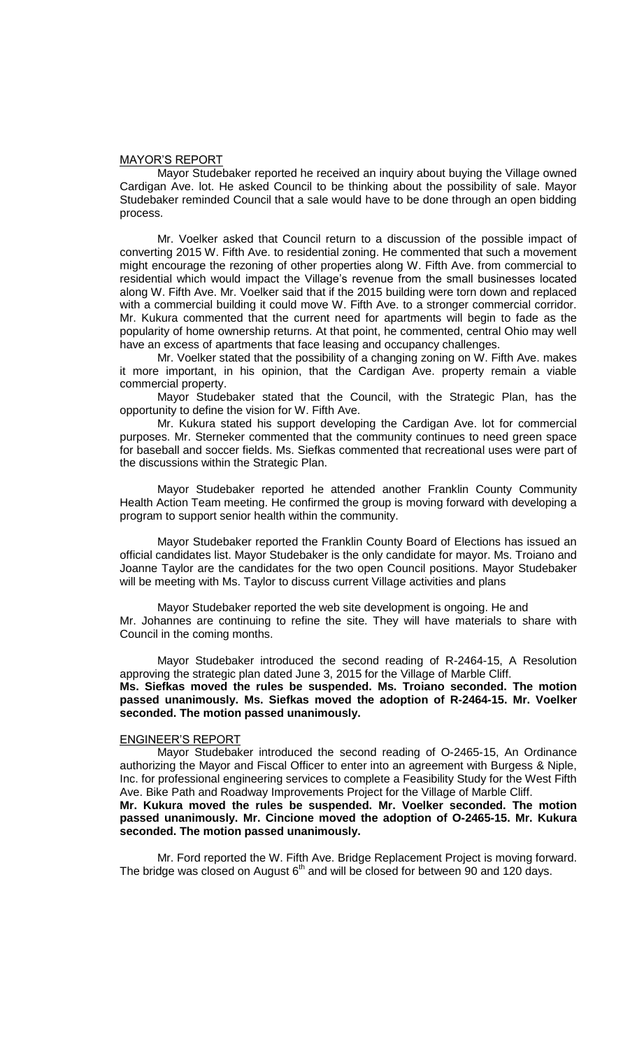MAYOR'S REPORT

Mayor Studebaker reported he received an inquiry about buying the Village owned Cardigan Ave. lot. He asked Council to be thinking about the possibility of sale. Mayor Studebaker reminded Council that a sale would have to be done through an open bidding process.

Mr. Voelker asked that Council return to a discussion of the possible impact of converting 2015 W. Fifth Ave. to residential zoning. He commented that such a movement might encourage the rezoning of other properties along W. Fifth Ave. from commercial to residential which would impact the Village's revenue from the small businesses located along W. Fifth Ave. Mr. Voelker said that if the 2015 building were torn down and replaced with a commercial building it could move W. Fifth Ave. to a stronger commercial corridor. Mr. Kukura commented that the current need for apartments will begin to fade as the popularity of home ownership returns. At that point, he commented, central Ohio may well have an excess of apartments that face leasing and occupancy challenges.

Mr. Voelker stated that the possibility of a changing zoning on W. Fifth Ave. makes it more important, in his opinion, that the Cardigan Ave. property remain a viable commercial property.

Mayor Studebaker stated that the Council, with the Strategic Plan, has the opportunity to define the vision for W. Fifth Ave.

Mr. Kukura stated his support developing the Cardigan Ave. lot for commercial purposes. Mr. Sterneker commented that the community continues to need green space for baseball and soccer fields. Ms. Siefkas commented that recreational uses were part of the discussions within the Strategic Plan.

Mayor Studebaker reported he attended another Franklin County Community Health Action Team meeting. He confirmed the group is moving forward with developing a program to support senior health within the community.

Mayor Studebaker reported the Franklin County Board of Elections has issued an official candidates list. Mayor Studebaker is the only candidate for mayor. Ms. Troiano and Joanne Taylor are the candidates for the two open Council positions. Mayor Studebaker will be meeting with Ms. Taylor to discuss current Village activities and plans

Mayor Studebaker reported the web site development is ongoing. He and Mr. Johannes are continuing to refine the site. They will have materials to share with Council in the coming months.

Mayor Studebaker introduced the second reading of R-2464-15, A Resolution approving the strategic plan dated June 3, 2015 for the Village of Marble Cliff.
**Ms. Siefkas moved the rules be suspended. Ms. Troiano seconded. The motion passed unanimously. Ms. Siefkas moved the adoption of R-2464-15. Mr. Voelker seconded. The motion passed unanimously.**

ENGINEER'S REPORT

Mayor Studebaker introduced the second reading of O-2465-15, An Ordinance authorizing the Mayor and Fiscal Officer to enter into an agreement with Burgess & Niple, Inc. for professional engineering services to complete a Feasibility Study for the West Fifth Ave. Bike Path and Roadway Improvements Project for the Village of Marble Cliff.
**Mr. Kukura moved the rules be suspended. Mr. Voelker seconded. The motion passed unanimously. Mr. Cincione moved the adoption of O-2465-15. Mr. Kukura seconded. The motion passed unanimously.**

Mr. Ford reported the W. Fifth Ave. Bridge Replacement Project is moving forward. The bridge was closed on August 6th and will be closed for between 90 and 120 days.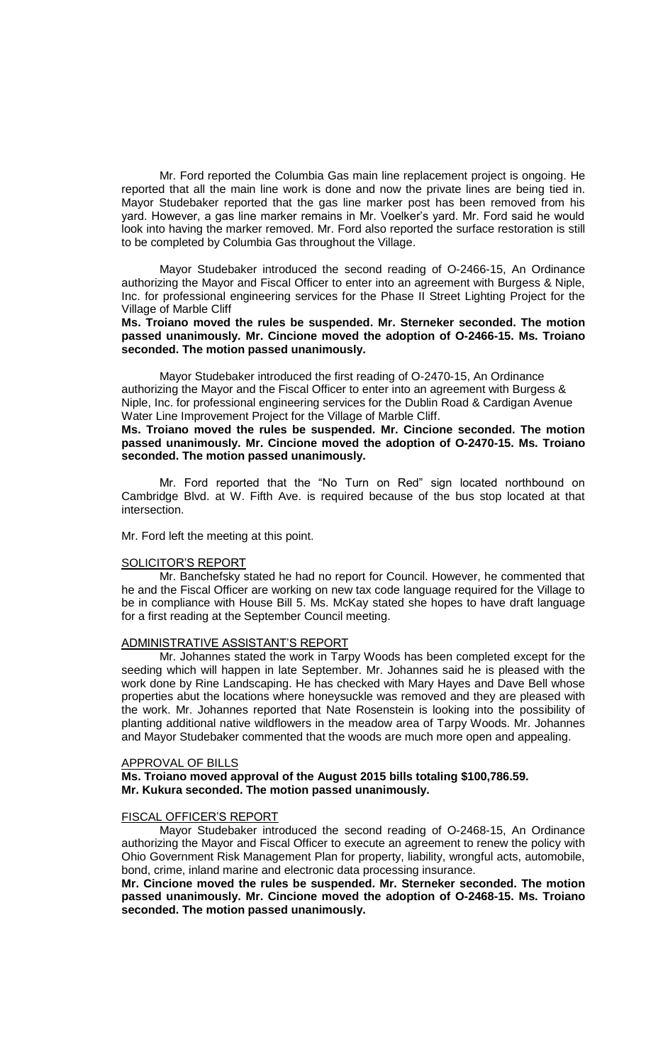Mr. Ford reported the Columbia Gas main line replacement project is ongoing. He reported that all the main line work is done and now the private lines are being tied in. Mayor Studebaker reported that the gas line marker post has been removed from his yard. However, a gas line marker remains in Mr. Voelker's yard. Mr. Ford said he would look into having the marker removed. Mr. Ford also reported the surface restoration is still to be completed by Columbia Gas throughout the Village.

Mayor Studebaker introduced the second reading of O-2466-15, An Ordinance authorizing the Mayor and Fiscal Officer to enter into an agreement with Burgess & Niple, Inc. for professional engineering services for the Phase II Street Lighting Project for the Village of Marble Cliff

**Ms. Troiano moved the rules be suspended. Mr. Sterneker seconded. The motion passed unanimously. Mr. Cincione moved the adoption of O-2466-15. Ms. Troiano seconded. The motion passed unanimously.**

Mayor Studebaker introduced the first reading of O-2470-15, An Ordinance authorizing the Mayor and the Fiscal Officer to enter into an agreement with Burgess & Niple, Inc. for professional engineering services for the Dublin Road & Cardigan Avenue Water Line Improvement Project for the Village of Marble Cliff.

**Ms. Troiano moved the rules be suspended. Mr. Cincione seconded. The motion passed unanimously. Mr. Cincione moved the adoption of O-2470-15. Ms. Troiano seconded. The motion passed unanimously.**

Mr. Ford reported that the "No Turn on Red" sign located northbound on Cambridge Blvd. at W. Fifth Ave. is required because of the bus stop located at that intersection.

Mr. Ford left the meeting at this point.

## SOLICITOR'S REPORT

Mr. Banchefsky stated he had no report for Council. However, he commented that he and the Fiscal Officer are working on new tax code language required for the Village to be in compliance with House Bill 5. Ms. McKay stated she hopes to have draft language for a first reading at the September Council meeting.

## ADMINISTRATIVE ASSISTANT'S REPORT

Mr. Johannes stated the work in Tarpy Woods has been completed except for the seeding which will happen in late September. Mr. Johannes said he is pleased with the work done by Rine Landscaping. He has checked with Mary Hayes and Dave Bell whose properties abut the locations where honeysuckle was removed and they are pleased with the work. Mr. Johannes reported that Nate Rosenstein is looking into the possibility of planting additional native wildflowers in the meadow area of Tarpy Woods. Mr. Johannes and Mayor Studebaker commented that the woods are much more open and appealing.

## APPROVAL OF BILLS

**Ms. Troiano moved approval of the August 2015 bills totaling $100,786.59. Mr. Kukura seconded. The motion passed unanimously.**

## FISCAL OFFICER'S REPORT

Mayor Studebaker introduced the second reading of O-2468-15, An Ordinance authorizing the Mayor and Fiscal Officer to execute an agreement to renew the policy with Ohio Government Risk Management Plan for property, liability, wrongful acts, automobile, bond, crime, inland marine and electronic data processing insurance.

**Mr. Cincione moved the rules be suspended. Mr. Sterneker seconded. The motion passed unanimously. Mr. Cincione moved the adoption of O-2468-15. Ms. Troiano seconded. The motion passed unanimously.**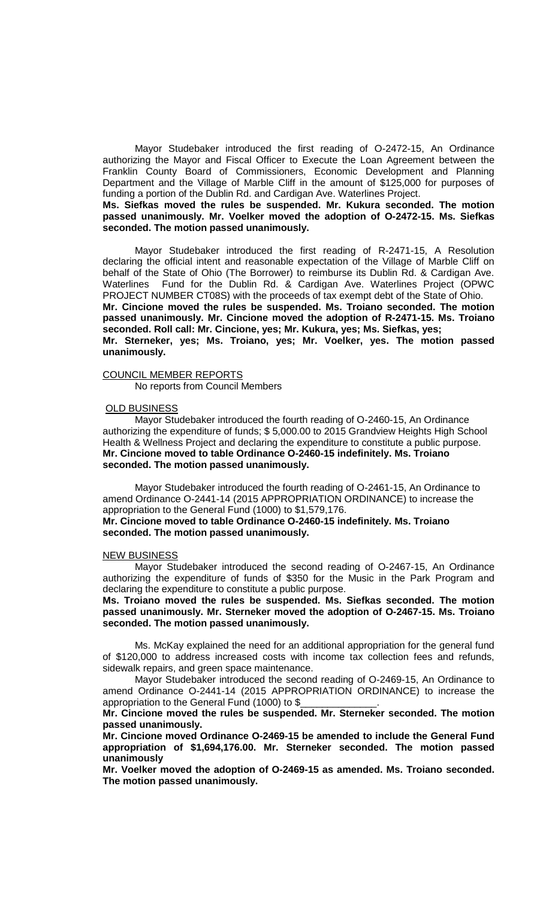Mayor Studebaker introduced the first reading of O-2472-15, An Ordinance authorizing the Mayor and Fiscal Officer to Execute the Loan Agreement between the Franklin County Board of Commissioners, Economic Development and Planning Department and the Village of Marble Cliff in the amount of $125,000 for purposes of funding a portion of the Dublin Rd. and Cardigan Ave. Waterlines Project.

**Ms. Siefkas moved the rules be suspended. Mr. Kukura seconded. The motion passed unanimously. Mr. Voelker moved the adoption of O-2472-15. Ms. Siefkas seconded. The motion passed unanimously.**

Mayor Studebaker introduced the first reading of R-2471-15, A Resolution declaring the official intent and reasonable expectation of the Village of Marble Cliff on behalf of the State of Ohio (The Borrower) to reimburse its Dublin Rd. & Cardigan Ave. Waterlines Fund for the Dublin Rd. & Cardigan Ave. Waterlines Project (OPWC PROJECT NUMBER CT08S) with the proceeds of tax exempt debt of the State of Ohio.

**Mr. Cincione moved the rules be suspended. Ms. Troiano seconded. The motion passed unanimously. Mr. Cincione moved the adoption of R-2471-15. Ms. Troiano seconded. Roll call: Mr. Cincione, yes; Mr. Kukura, yes; Ms. Siefkas, yes; Mr. Sterneker, yes; Ms. Troiano, yes; Mr. Voelker, yes. The motion passed unanimously.**

COUNCIL MEMBER REPORTS

No reports from Council Members

OLD BUSINESS

Mayor Studebaker introduced the fourth reading of O-2460-15, An Ordinance authorizing the expenditure of funds; $ 5,000.00 to 2015 Grandview Heights High School Health & Wellness Project and declaring the expenditure to constitute a public purpose.

**Mr. Cincione moved to table Ordinance O-2460-15 indefinitely. Ms. Troiano seconded. The motion passed unanimously.**

Mayor Studebaker introduced the fourth reading of O-2461-15, An Ordinance to amend Ordinance O-2441-14 (2015 APPROPRIATION ORDINANCE) to increase the appropriation to the General Fund (1000) to $1,579,176.

**Mr. Cincione moved to table Ordinance O-2460-15 indefinitely. Ms. Troiano seconded. The motion passed unanimously.**

NEW BUSINESS

Mayor Studebaker introduced the second reading of O-2467-15, An Ordinance authorizing the expenditure of funds of $350 for the Music in the Park Program and declaring the expenditure to constitute a public purpose.

**Ms. Troiano moved the rules be suspended. Ms. Siefkas seconded. The motion passed unanimously. Mr. Sterneker moved the adoption of O-2467-15. Ms. Troiano seconded. The motion passed unanimously.**

Ms. McKay explained the need for an additional appropriation for the general fund of $120,000 to address increased costs with income tax collection fees and refunds, sidewalk repairs, and green space maintenance.

Mayor Studebaker introduced the second reading of O-2469-15, An Ordinance to amend Ordinance O-2441-14 (2015 APPROPRIATION ORDINANCE) to increase the appropriation to the General Fund (1000) to $______________.

**Mr. Cincione moved the rules be suspended. Mr. Sterneker seconded. The motion passed unanimously.**

**Mr. Cincione moved Ordinance O-2469-15 be amended to include the General Fund appropriation of $1,694,176.00. Mr. Sterneker seconded. The motion passed unanimously**

**Mr. Voelker moved the adoption of O-2469-15 as amended. Ms. Troiano seconded. The motion passed unanimously.**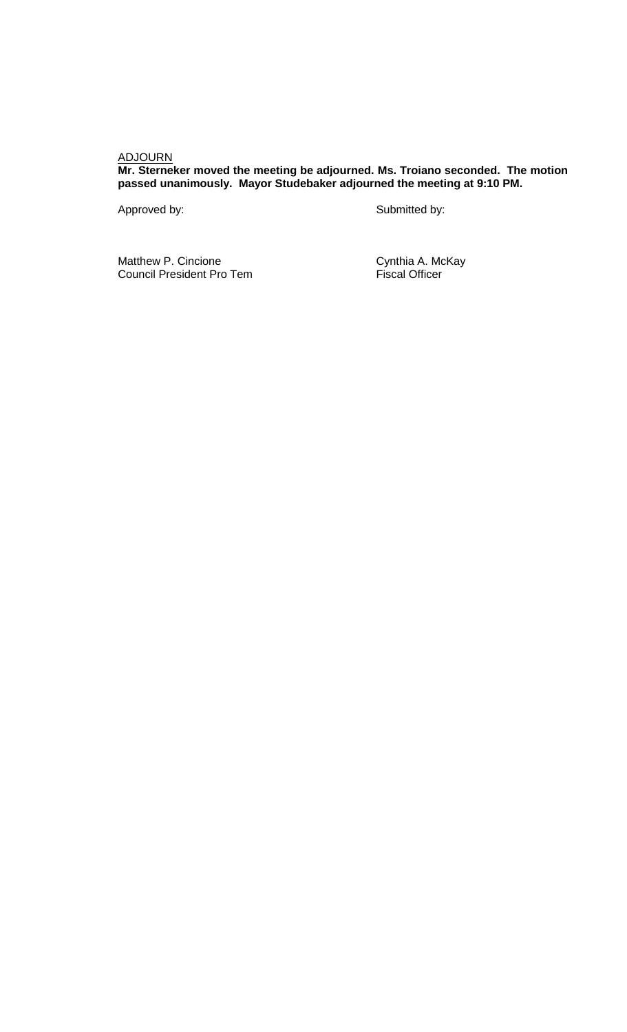ADJOURN

**Mr. Sterneker moved the meeting be adjourned. Ms. Troiano seconded. The motion passed unanimously. Mayor Studebaker adjourned the meeting at 9:10 PM.**

| | |
|---|---|
| Approved by: | Submitted by: |
| Matthew P. Cincione<br>Council President Pro Tem | Cynthia A. McKay<br>Fiscal Officer |